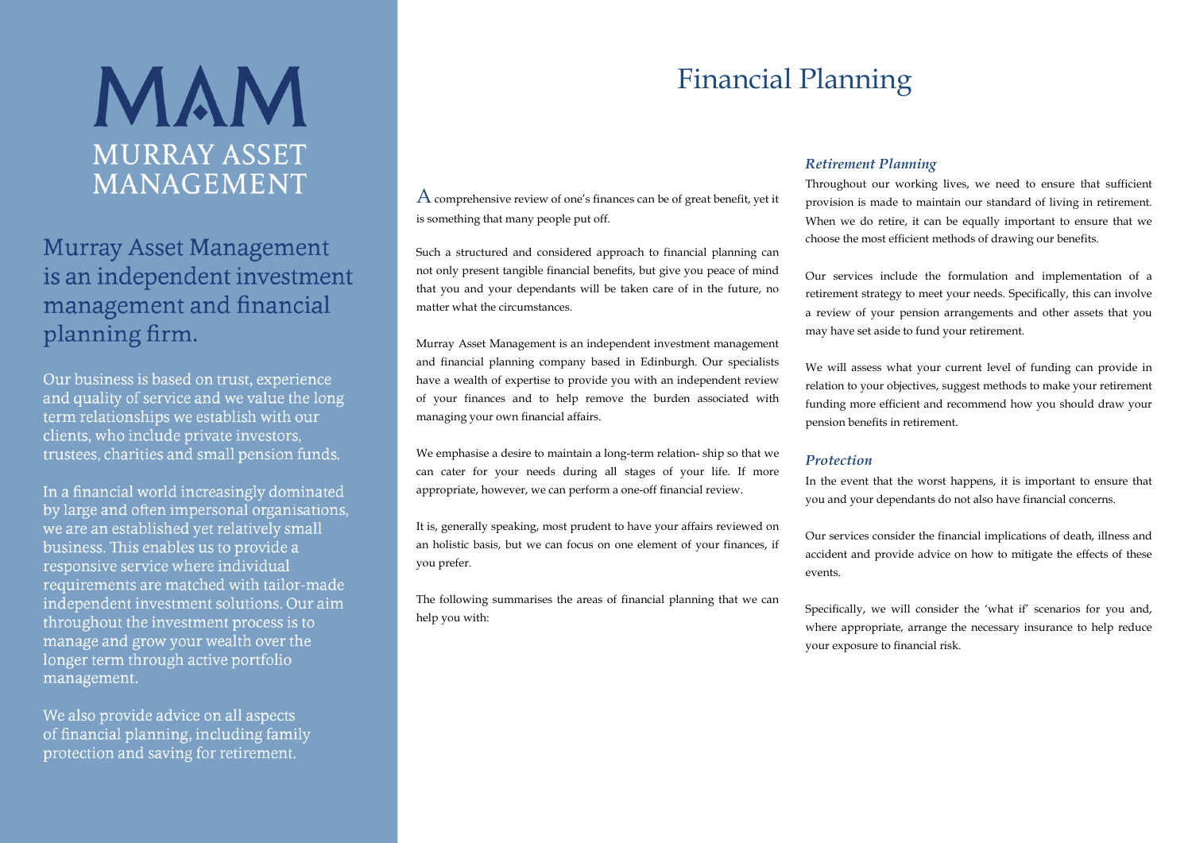# MAM

MURRAY ASSET MANAGEMENT

## Murray Asset Management is an independent investment management and financial planning firm.

Our business is based on trust, experience and quality of service and we value the long term relationships we establish with our clients, who include private investors, trustees, charities and small pension funds.

In a financial world increasingly dominated by large and often impersonal organisations, we are an established yet relatively small business. This enables us to provide a responsive service where individual requirements are matched with tailor-made independent investment solutions. Our aim throughout the investment process is to manage and grow your wealth over the longer term through active portfolio management.

We also provide advice on all aspects of financial planning, including family protection and saving for retirement.

# Financial Planning

A comprehensive review of one's finances can be of great benefit, yet it is something that many people put off.

Such a structured and considered approach to financial planning can not only present tangible financial benefits, but give you peace of mind that you and your dependants will be taken care of in the future, no matter what the circumstances.

Murray Asset Management is an independent investment management and financial planning company based in Edinburgh. Our specialists have a wealth of expertise to provide you with an independent review of your finances and to help remove the burden associated with managing your own financial affairs.

We emphasise a desire to maintain a long-term relation- ship so that we can cater for your needs during all stages of your life. If more appropriate, however, we can perform a one-off financial review.

It is, generally speaking, most prudent to have your affairs reviewed on an holistic basis, but we can focus on one element of your finances, if you prefer.

The following summarises the areas of financial planning that we can help you with:

### *Retirement Planning*

Throughout our working lives, we need to ensure that sufficient provision is made to maintain our standard of living in retirement. When we do retire, it can be equally important to ensure that we choose the most efficient methods of drawing our benefits.

Our services include the formulation and implementation of a retirement strategy to meet your needs. Specifically, this can involve a review of your pension arrangements and other assets that you may have set aside to fund your retirement.

We will assess what your current level of funding can provide in relation to your objectives, suggest methods to make your retirement funding more efficient and recommend how you should draw your pension benefits in retirement.

### *Protection*

In the event that the worst happens, it is important to ensure that you and your dependants do not also have financial concerns.

Our services consider the financial implications of death, illness and accident and provide advice on how to mitigate the effects of these events.

Specifically, we will consider the 'what if' scenarios for you and, where appropriate, arrange the necessary insurance to help reduce your exposure to financial risk.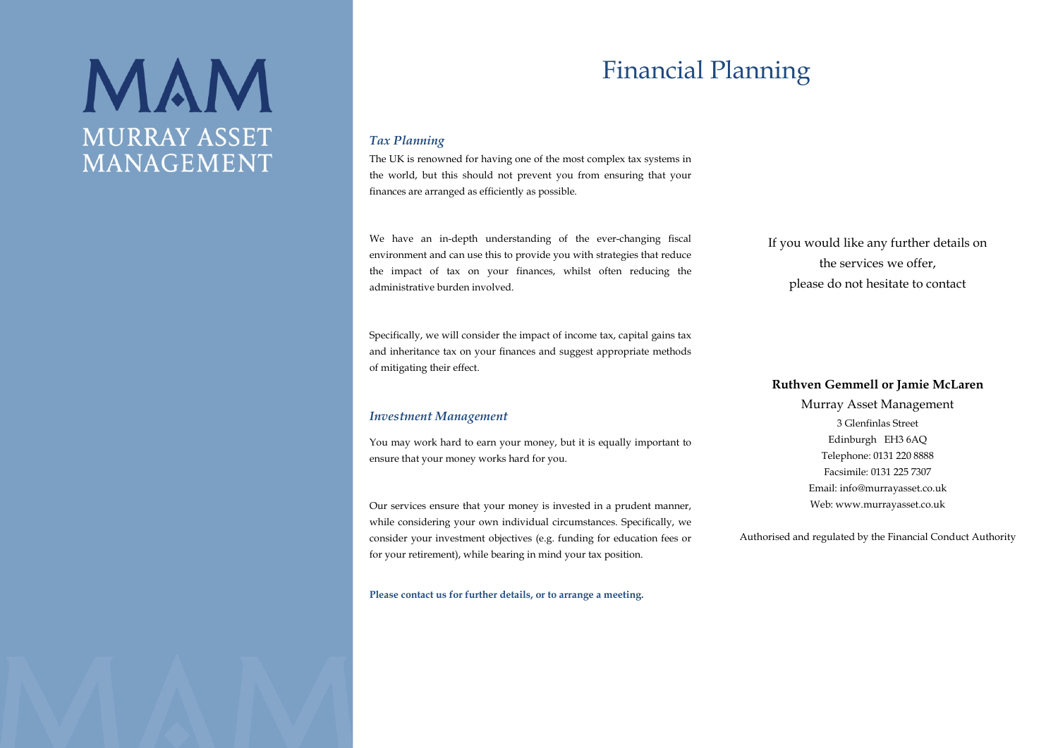MAM

MURRAY ASSET MANAGEMENT

# Financial Planning

### *Tax Planning*

The UK is renowned for having one of the most complex tax systems in the world, but this should not prevent you from ensuring that your finances are arranged as efficiently as possible.

We have an in-depth understanding of the ever-changing fiscal environment and can use this to provide you with strategies that reduce the impact of tax on your finances, whilst often reducing the administrative burden involved.

Specifically, we will consider the impact of income tax, capital gains tax and inheritance tax on your finances and suggest appropriate methods of mitigating their effect.

### *Investment Management*

You may work hard to earn your money, but it is equally important to ensure that your money works hard for you.

Our services ensure that your money is invested in a prudent manner, while considering your own individual circumstances. Specifically, we consider your investment objectives (e.g. funding for education fees or for your retirement), while bearing in mind your tax position.

**Please contact us for further details, or to arrange a meeting.**

If you would like any further details on the services we offer, please do not hesitate to contact

**Ruthven Gemmell or Jamie McLaren**

Murray Asset Management

3 Glenfinlas Street

Edinburgh EH3 6AQ

Telephone: 0131 220 8888

Facsimile: 0131 225 7307

Email: info@murrayasset.co.uk

Web: www.murrayasset.co.uk

Authorised and regulated by the Financial Conduct Authority